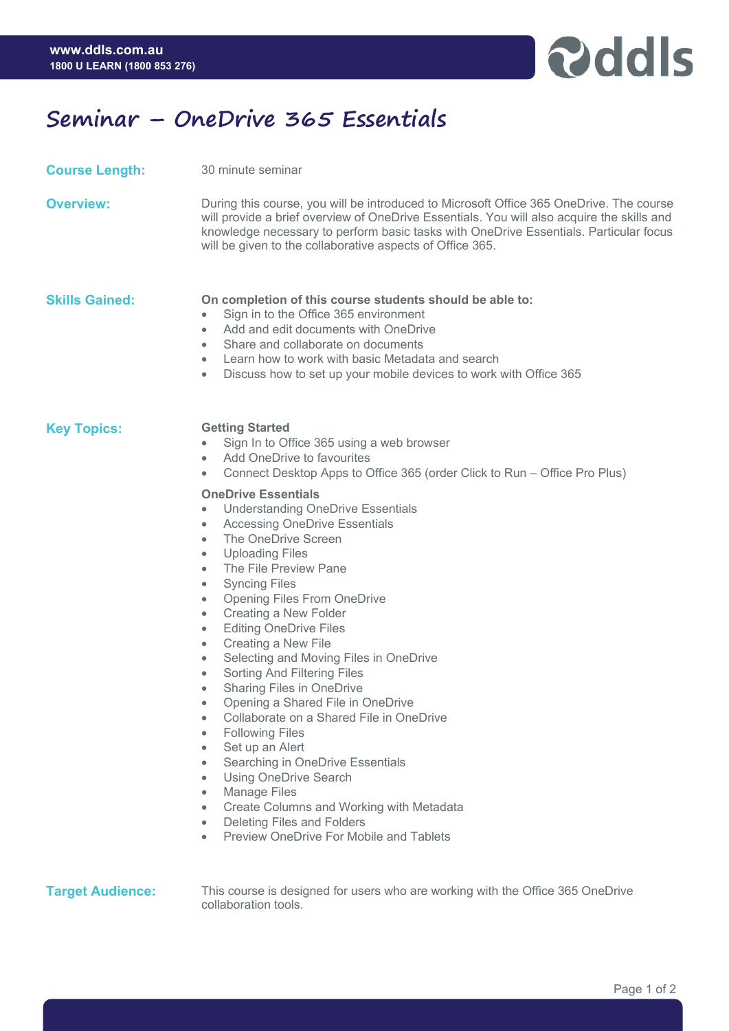# Seminar – OneDrive 365 Essentials

**Course Length:**

30 minute seminar

**Overview:**

During this course, you will be introduced to Microsoft Office 365 OneDrive. The course will provide a brief overview of OneDrive Essentials. You will also acquire the skills and knowledge necessary to perform basic tasks with OneDrive Essentials. Particular focus will be given to the collaborative aspects of Office 365.

**Skills Gained:**

**On completion of this course students should be able to:**

- Sign in to the Office 365 environment
- Add and edit documents with OneDrive
- Share and collaborate on documents
- Learn how to work with basic Metadata and search
- Discuss how to set up your mobile devices to work with Office 365

**Key Topics:**

**Getting Started**

- Sign In to Office 365 using a web browser
- Add OneDrive to favourites
- Connect Desktop Apps to Office 365 (order Click to Run – Office Pro Plus)

**OneDrive Essentials**

- Understanding OneDrive Essentials
- Accessing OneDrive Essentials
- The OneDrive Screen
- Uploading Files
- The File Preview Pane
- Syncing Files
- Opening Files From OneDrive
- Creating a New Folder
- Editing OneDrive Files
- Creating a New File
- Selecting and Moving Files in OneDrive
- Sorting And Filtering Files
- Sharing Files in OneDrive
- Opening a Shared File in OneDrive
- Collaborate on a Shared File in OneDrive
- Following Files
- Set up an Alert
- Searching in OneDrive Essentials
- Using OneDrive Search
- Manage Files
- Create Columns and Working with Metadata
- Deleting Files and Folders
- Preview OneDrive For Mobile and Tablets

**Target Audience:**

This course is designed for users who are working with the Office 365 OneDrive collaboration tools.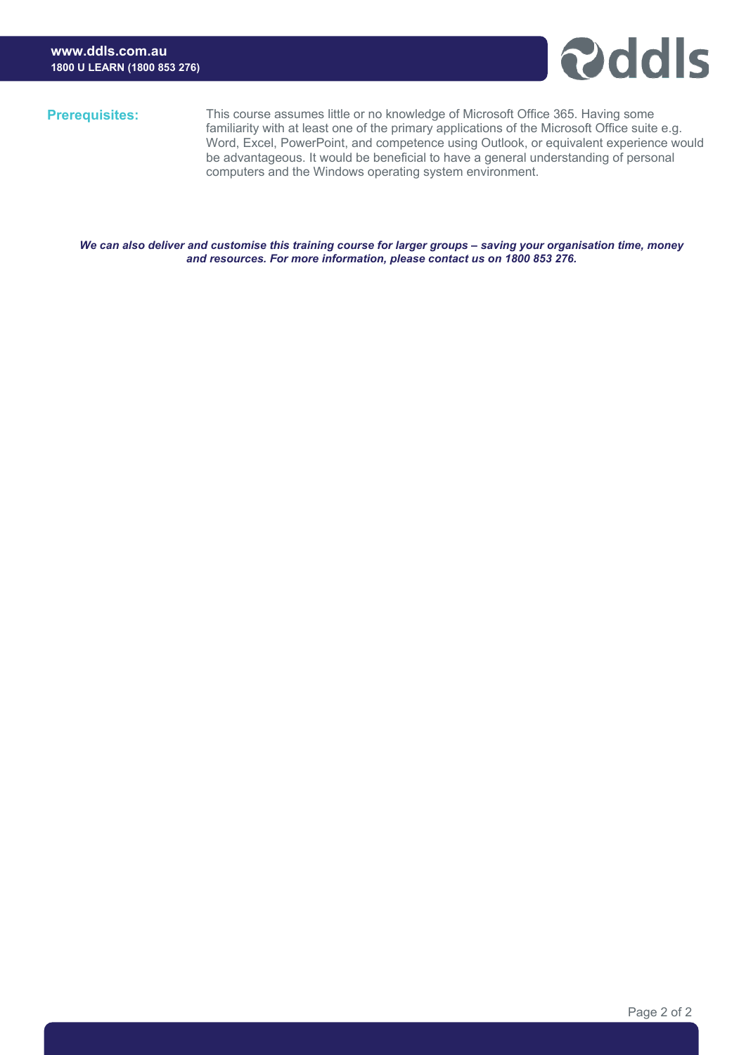**Prerequisites:**

This course assumes little or no knowledge of Microsoft Office 365. Having some familiarity with at least one of the primary applications of the Microsoft Office suite e.g. Word, Excel, PowerPoint, and competence using Outlook, or equivalent experience would be advantageous. It would be beneficial to have a general understanding of personal computers and the Windows operating system environment.

***We can also deliver and customise this training course for larger groups – saving your organisation time, money and resources. For more information, please contact us on 1800 853 276.***